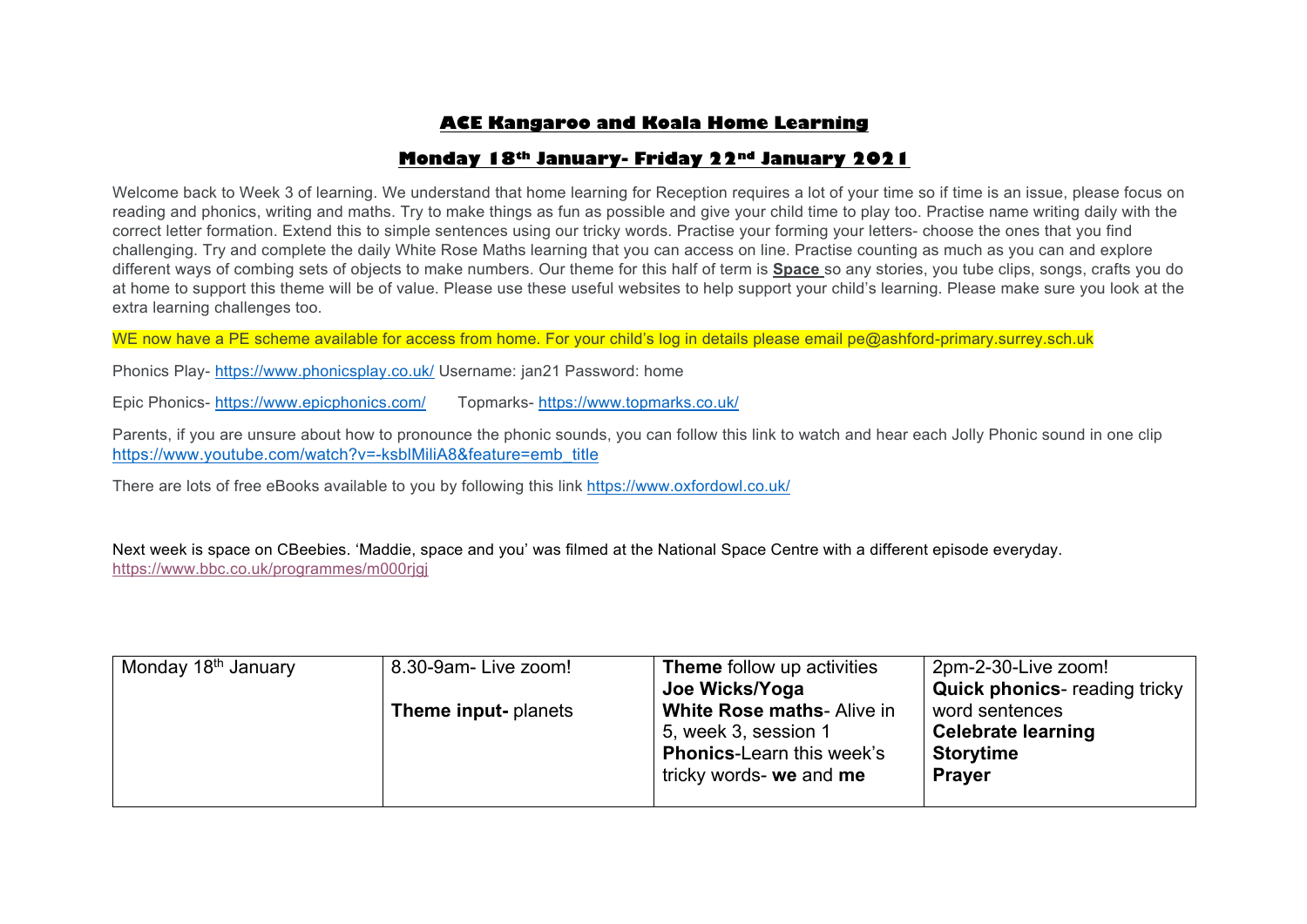## ACE Kangaroo and Koala Home Learning

## Monday 18th January- Friday 22nd January 2021

Welcome back to Week 3 of learning. We understand that home learning for Reception requires a lot of your time so if time is an issue, please focus on reading and phonics, writing and maths. Try to make things as fun as possible and give your child time to play too. Practise name writing daily with the correct letter formation. Extend this to simple sentences using our tricky words. Practise your forming your letters- choose the ones that you find challenging. Try and complete the daily White Rose Maths learning that you can access on line. Practise counting as much as you can and explore different ways of combing sets of objects to make numbers. Our theme for this half of term is **Space** so any stories, you tube clips, songs, crafts you do at home to support this theme will be of value. Please use these useful websites to help support your child's learning. Please make sure you look at the extra learning challenges too.

WE now have a PE scheme available for access from home. For your child's log in details please email pe@ashford-primary.surrey.sch.uk

Phonics Play- https://www.phonicsplay.co.uk/ Username: jan21 Password: home

Epic Phonics- https://www.epicphonics.com/ Topmarks- https://www.topmarks.co.uk/

Parents, if you are unsure about how to pronounce the phonic sounds, you can follow this link to watch and hear each Jolly Phonic sound in one clip https://www.youtube.com/watch?v=-ksblMiliA8&feature=emb_title

There are lots of free eBooks available to you by following this link https://www.oxfordowl.co.uk/

Next week is space on CBeebies. 'Maddie, space and you' was filmed at the National Space Centre with a different episode everyday. https://www.bbc.co.uk/programmes/m000rjgj

| Monday 18th January | 8.30-9am- Live zoom!<br><br>**Theme input-** planets | **Theme** follow up activities<br>**Joe Wicks/Yoga**<br>**White Rose maths**- Alive in 5, week 3, session 1<br>**Phonics**-Learn this week's tricky words- **we** and **me** | 2pm-2-30-Live zoom!<br>**Quick phonics**- reading tricky word sentences<br>**Celebrate learning**<br>**Storytime**<br>**Prayer** |
|---|---|---|---|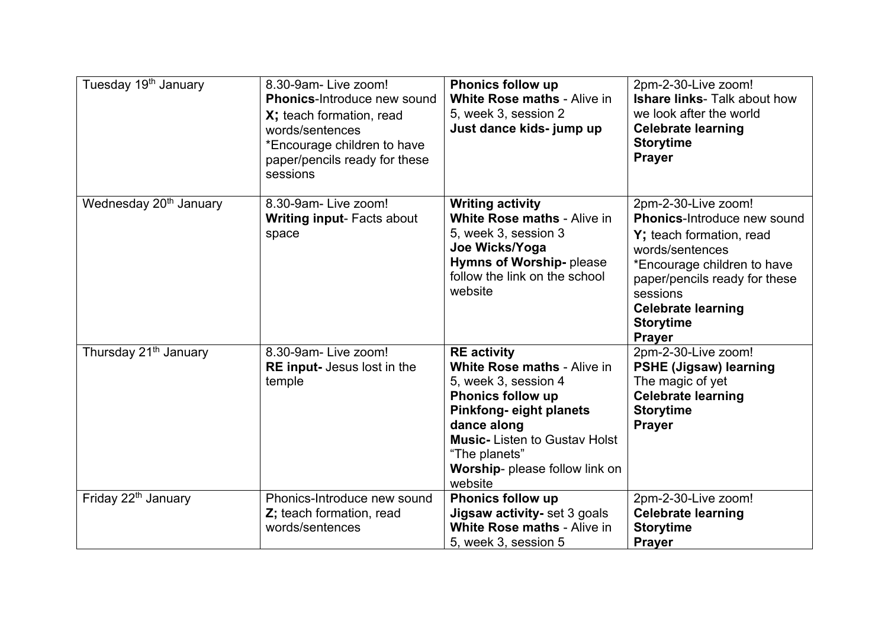| Tuesday 19th January | 8.30-9am- Live zoom! **Phonics**-Introduce new sound **X;** teach formation, read words/sentences *Encourage children to have paper/pencils ready for these sessions | **Phonics follow up** **White Rose maths** - Alive in 5, week 3, session 2 **Just dance kids- jump up** | 2pm-2-30-Live zoom! **Ishare links**- Talk about how we look after the world **Celebrate learning** **Storytime** **Prayer** |
|---|---|---|---|
| Wednesday 20th January | 8.30-9am- Live zoom! **Writing input**- Facts about space | **Writing activity** **White Rose maths** - Alive in 5, week 3, session 3 **Joe Wicks/Yoga** **Hymns of Worship-** please follow the link on the school website | 2pm-2-30-Live zoom! **Phonics**-Introduce new sound **Y;** teach formation, read words/sentences *Encourage children to have paper/pencils ready for these sessions **Celebrate learning** **Storytime** **Prayer** |
| Thursday 21th January | 8.30-9am- Live zoom! **RE input-** Jesus lost in the temple | **RE activity** **White Rose maths** - Alive in 5, week 3, session 4 **Phonics follow up** **Pinkfong- eight planets dance along** **Music-** Listen to Gustav Holst "The planets" **Worship**- please follow link on website | 2pm-2-30-Live zoom! **PSHE (Jigsaw) learning** The magic of yet **Celebrate learning** **Storytime** **Prayer** |
| Friday 22th January | Phonics-Introduce new sound **Z;** teach formation, read words/sentences | **Phonics follow up** **Jigsaw activity-** set 3 goals **White Rose maths** - Alive in 5, week 3, session 5 | 2pm-2-30-Live zoom! **Celebrate learning** **Storytime** **Prayer** |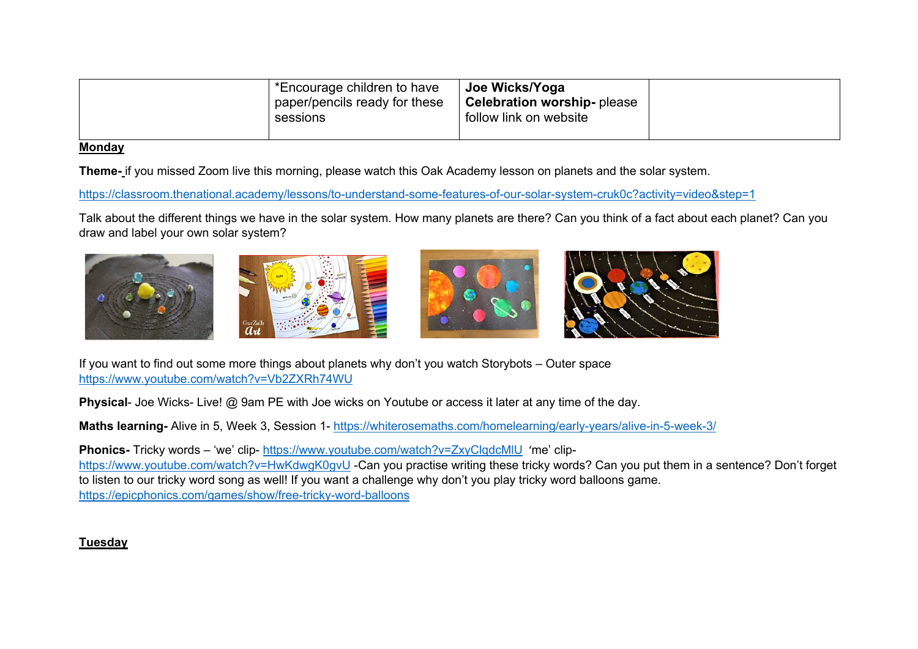| | *Encourage children to have paper/pencils ready for these sessions | **Joe Wicks/Yoga** **Celebration worship-** please follow link on website | |
|---|---|---|---|

**Monday**

**Theme-** if you missed Zoom live this morning, please watch this Oak Academy lesson on planets and the solar system.

https://classroom.thenational.academy/lessons/to-understand-some-features-of-our-solar-system-cruk0c?activity=video&step=1

Talk about the different things we have in the solar system. How many planets are there? Can you think of a fact about each planet? Can you draw and label your own solar system?

If you want to find out some more things about planets why don't you watch Storybots – Outer space https://www.youtube.com/watch?v=Vb2ZXRh74WU

**Physical**- Joe Wicks- Live! @ 9am PE with Joe wicks on Youtube or access it later at any time of the day.

**Maths learning-** Alive in 5, Week 3, Session 1- https://whiterosemaths.com/homelearning/early-years/alive-in-5-week-3/

**Phonics-** Tricky words – 'we' clip- https://www.youtube.com/watch?v=ZxyClqdcMlU 'me' clip- https://www.youtube.com/watch?v=HwKdwgK0gvU -Can you practise writing these tricky words? Can you put them in a sentence? Don't forget to listen to our tricky word song as well! If you want a challenge why don't you play tricky word balloons game. https://epicphonics.com/games/show/free-tricky-word-balloons

**Tuesday**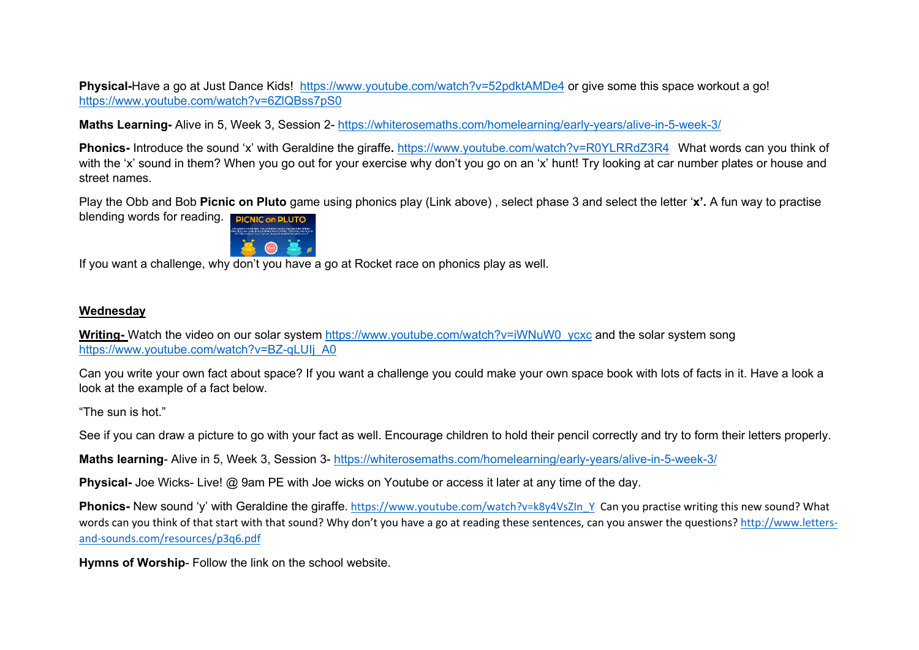**Physical-**Have a go at Just Dance Kids!  https://www.youtube.com/watch?v=52pdktAMDe4 or give some this space workout a go! https://www.youtube.com/watch?v=6ZlQBss7pS0

**Maths Learning-** Alive in 5, Week 3, Session 2- https://whiterosemaths.com/homelearning/early-years/alive-in-5-week-3/

**Phonics-** Introduce the sound 'x' with Geraldine the giraffe**.** https://www.youtube.com/watch?v=R0YLRRdZ3R4  What words can you think of with the 'x' sound in them? When you go out for your exercise why don't you go on an 'x' hunt! Try looking at car number plates or house and street names.

Play the Obb and Bob **Picnic on Pluto** game using phonics play (Link above) , select phase 3 and select the letter '**x'.** A fun way to practise blending words for reading.

If you want a challenge, why don't you have a go at Rocket race on phonics play as well.

**Wednesday**

**Writing-** Watch the video on our solar system https://www.youtube.com/watch?v=iWNuW0_ycxc and the solar system song https://www.youtube.com/watch?v=BZ-qLUIj_A0

Can you write your own fact about space? If you want a challenge you could make your own space book with lots of facts in it. Have a look a look at the example of a fact below.

"The sun is hot."

See if you can draw a picture to go with your fact as well. Encourage children to hold their pencil correctly and try to form their letters properly.

**Maths learning**- Alive in 5, Week 3, Session 3- https://whiterosemaths.com/homelearning/early-years/alive-in-5-week-3/

**Physical-** Joe Wicks- Live! @ 9am PE with Joe wicks on Youtube or access it later at any time of the day.

**Phonics-** New sound 'y' with Geraldine the giraffe. https://www.youtube.com/watch?v=k8y4VsZIn_Y  Can you practise writing this new sound? What words can you think of that start with that sound? Why don't you have a go at reading these sentences, can you answer the questions? http://www.letters-and-sounds.com/resources/p3q6.pdf

**Hymns of Worship**- Follow the link on the school website.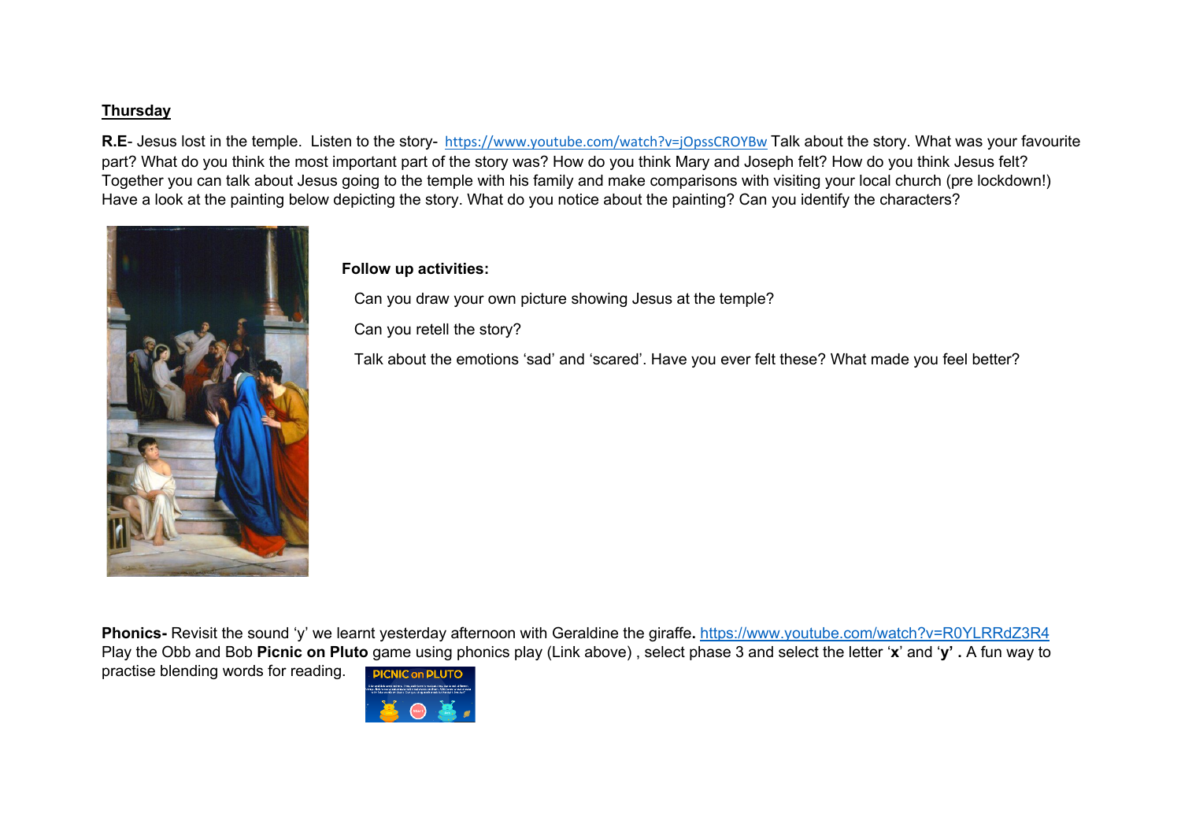**Thursday**

**R.E**- Jesus lost in the temple. Listen to the story- https://www.youtube.com/watch?v=jOpssCROYBw Talk about the story. What was your favourite part? What do you think the most important part of the story was? How do you think Mary and Joseph felt? How do you think Jesus felt? Together you can talk about Jesus going to the temple with his family and make comparisons with visiting your local church (pre lockdown!) Have a look at the painting below depicting the story. What do you notice about the painting? Can you identify the characters?

**Follow up activities:**

Can you draw your own picture showing Jesus at the temple?

Can you retell the story?

Talk about the emotions 'sad' and 'scared'. Have you ever felt these? What made you feel better?

**Phonics-** Revisit the sound 'y' we learnt yesterday afternoon with Geraldine the giraffe**.** https://www.youtube.com/watch?v=R0YLRRdZ3R4 Play the Obb and Bob **Picnic on Pluto** game using phonics play (Link above) , select phase 3 and select the letter '**x**' and '**y' .** A fun way to practise blending words for reading.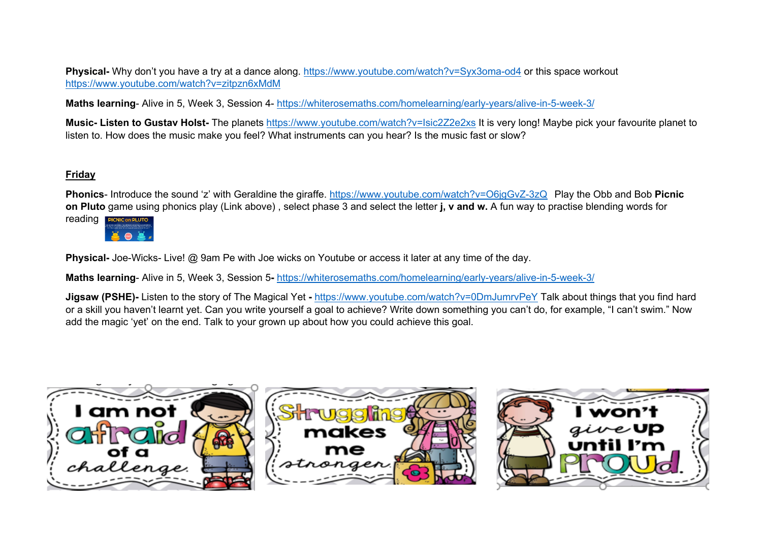**Physical-** Why don't you have a try at a dance along. https://www.youtube.com/watch?v=Syx3oma-od4 or this space workout https://www.youtube.com/watch?v=zitpzn6xMdM

**Maths learning**- Alive in 5, Week 3, Session 4- https://whiterosemaths.com/homelearning/early-years/alive-in-5-week-3/

**Music- Listen to Gustav Holst-** The planets https://www.youtube.com/watch?v=Isic2Z2e2xs It is very long! Maybe pick your favourite planet to listen to. How does the music make you feel? What instruments can you hear? Is the music fast or slow?

## Friday

**Phonics**- Introduce the sound 'z' with Geraldine the giraffe. https://www.youtube.com/watch?v=O6jgGvZ-3zQ Play the Obb and Bob **Picnic on Pluto** game using phonics play (Link above) , select phase 3 and select the letter **j, v and w.** A fun way to practise blending words for reading

**Physical-** Joe-Wicks- Live! @ 9am Pe with Joe wicks on Youtube or access it later at any time of the day.

**Maths learning**- Alive in 5, Week 3, Session 5**-** https://whiterosemaths.com/homelearning/early-years/alive-in-5-week-3/

**Jigsaw (PSHE)-** Listen to the story of The Magical Yet **-** https://www.youtube.com/watch?v=0DmJumrvPeY Talk about things that you find hard or a skill you haven't learnt yet. Can you write yourself a goal to achieve? Write down something you can't do, for example, "I can't swim." Now add the magic 'yet' on the end. Talk to your grown up about how you could achieve this goal.

I am not afraid of a challenge.

Struggling makes me stronger.

I won't give up until I'm proud.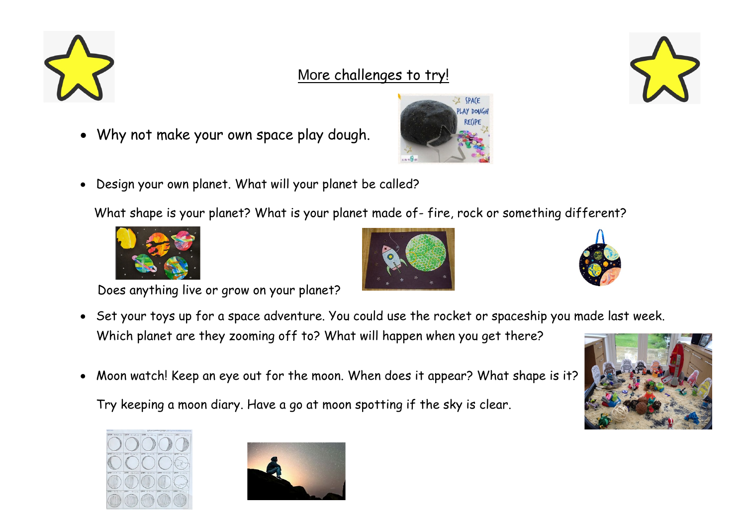## More challenges to try!

- Why not make your own space play dough.

- Design your own planet. What will your planet be called?

  What shape is your planet? What is your planet made of- fire, rock or something different?

  Does anything live or grow on your planet?

- Set your toys up for a space adventure. You could use the rocket or spaceship you made last week. Which planet are they zooming off to? What will happen when you get there?

- Moon watch! Keep an eye out for the moon. When does it appear? What shape is it?

  Try keeping a moon diary. Have a go at moon spotting if the sky is clear.